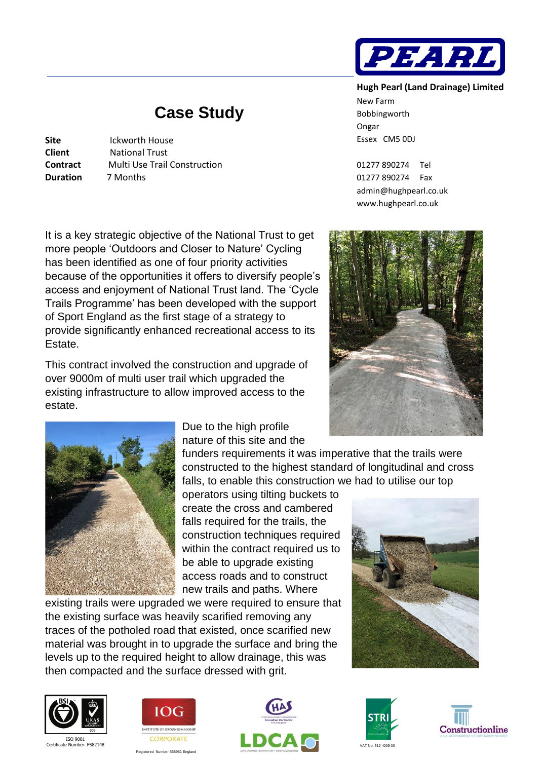**Hugh Pearl (Land Drainage) Limited**
New Farm
Bobbingworth
Ongar
Essex CM5 0DJ

01277 890274 Tel
01277 890274 Fax
admin@hughpearl.co.uk
www.hughpearl.co.uk

# Case Study

| | |
|---|---|
| **Site** | Ickworth House |
| **Client** | National Trust |
| **Contract** | Multi Use Trail Construction |
| **Duration** | 7 Months |

It is a key strategic objective of the National Trust to get more people 'Outdoors and Closer to Nature' Cycling has been identified as one of four priority activities because of the opportunities it offers to diversify people's access and enjoyment of National Trust land. The 'Cycle Trails Programme' has been developed with the support of Sport England as the first stage of a strategy to provide significantly enhanced recreational access to its Estate.

This contract involved the construction and upgrade of over 9000m of multi user trail which upgraded the existing infrastructure to allow improved access to the estate.

Due to the high profile nature of this site and the funders requirements it was imperative that the trails were constructed to the highest standard of longitudinal and cross falls, to enable this construction we had to utilise our top operators using tilting buckets to create the cross and cambered falls required for the trails, the construction techniques required within the contract required us to be able to upgrade existing access roads and to construct new trails and paths. Where existing trails were upgraded we were required to ensure that the existing surface was heavily scarified removing any traces of the potholed road that existed, once scarified new material was brought in to upgrade the surface and bring the levels up to the required height to allow drainage, this was then compacted and the surface dressed with grit.

ISO 9001
Certificate Number. FS82148

Registered Number 558951 England

VAT No. 512 4009 00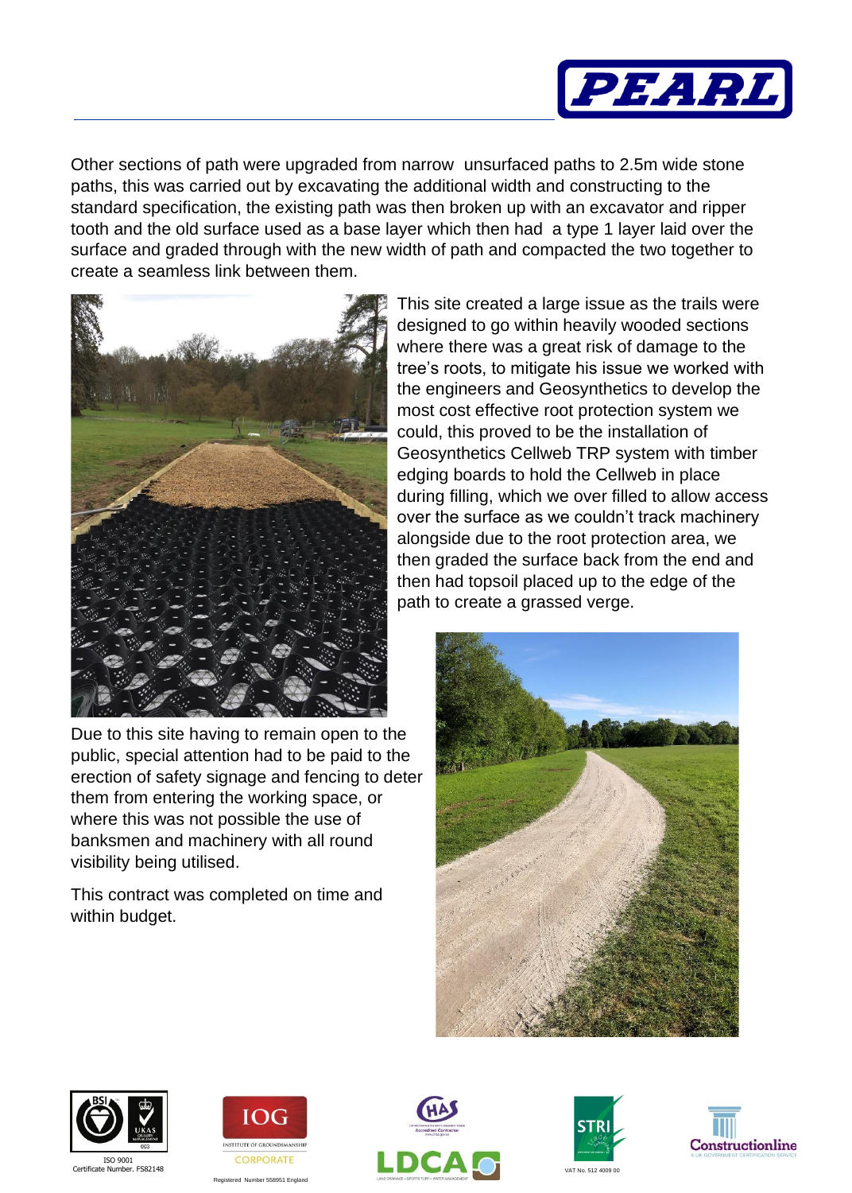Other sections of path were upgraded from narrow  unsurfaced paths to 2.5m wide stone paths, this was carried out by excavating the additional width and constructing to the standard specification, the existing path was then broken up with an excavator and ripper tooth and the old surface used as a base layer which then had  a type 1 layer laid over the surface and graded through with the new width of path and compacted the two together to create a seamless link between them.

This site created a large issue as the trails were designed to go within heavily wooded sections where there was a great risk of damage to the tree's roots, to mitigate his issue we worked with the engineers and Geosynthetics to develop the most cost effective root protection system we could, this proved to be the installation of Geosynthetics Cellweb TRP system with timber edging boards to hold the Cellweb in place during filling, which we over filled to allow access over the surface as we couldn't track machinery alongside due to the root protection area, we then graded the surface back from the end and then had topsoil placed up to the edge of the path to create a grassed verge.

Due to this site having to remain open to the public, special attention had to be paid to the erection of safety signage and fencing to deter them from entering the working space, or where this was not possible the use of banksmen and machinery with all round visibility being utilised.

This contract was completed on time and within budget.

ISO 9001
Certificate Number. FS82148

Registered Number 558951 England

VAT No. 512 4009 00